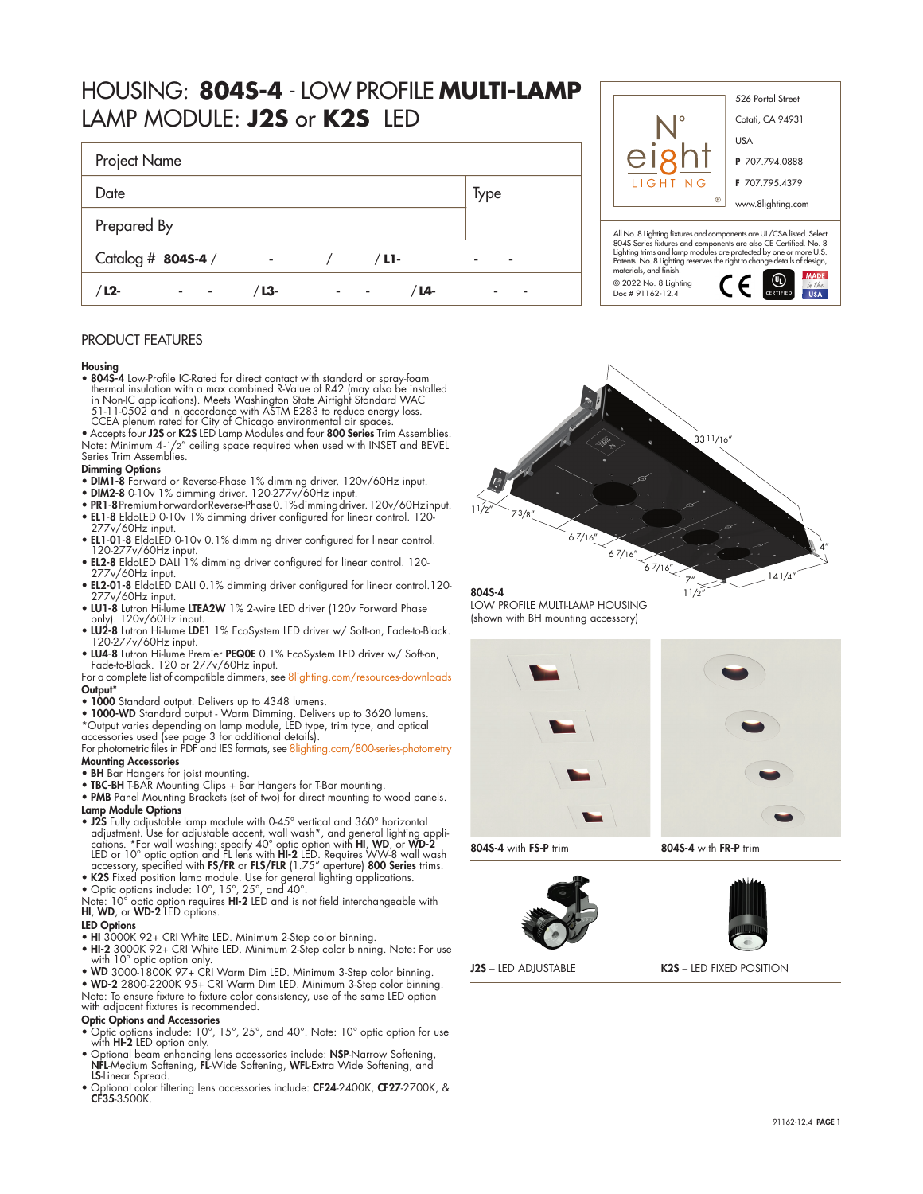# HOUSING: **804S-4** - LOW PROFILE **MULTI-LAMP**
## LAMP MODULE: **J2S** or **K2S** | LED

| Project Name | |
|---|---|
| Date | Type |
| Prepared By | |
| Catalog # **804S-4** / - / / **L1-** - - | |
| / **L2-** - - / **L3-** - - / **L4-** - - | |

526 Portal Street
Cotati, CA 94931
USA
**P** 707.794.0888
**F** 707.795.4379
www.8lighting.com

All No. 8 Lighting fixtures and components are UL/CSA listed. Select 804S Series fixtures and components are also CE Certified. No. 8 Lighting trims and lamp modules are protected by one or more U.S. Patents. No. 8 Lighting reserves the right to change details of design, materials, and finish.

© 2022 No. 8 Lighting
Doc # 91162-12.4

## PRODUCT FEATURES

**Housing**
- **804S-4** Low-Profile IC-Rated for direct contact with standard or spray-foam thermal insulation with a max combined R-Value of R42 (may also be installed in Non-IC applications). Meets Washington State Airtight Standard WAC 51-11-0502 and in accordance with ASTM E283 to reduce energy loss. CCEA plenum rated for City of Chicago environmental air spaces.
- Accepts four **J2S** or **K2S** LED Lamp Modules and four **800 Series** Trim Assemblies.

Note: Minimum 4-1/2" ceiling space required when used with INSET and BEVEL Series Trim Assemblies.

**Dimming Options**
- **DIM1-8** Forward or Reverse-Phase 1% dimming driver. 120v/60Hz input.
- **DIM2-8** 0-10v 1% dimming driver. 120-277v/60Hz input.
- **PR1-8** Premium Forward or Reverse-Phase 0.1% dimming driver. 120v/60Hz input.
- **EL1-8** EldoLED 0-10v 1% dimming driver configured for linear control. 120-277v/60Hz input.
- **EL1-01-8** EldoLED 0-10v 0.1% dimming driver configured for linear control. 120-277v/60Hz input.
- **EL2-8** EldoLED DALI 1% dimming driver configured for linear control. 120-277v/60Hz input.
- **EL2-01-8** EldoLED DALI 0.1% dimming driver configured for linear control. 120-277v/60Hz input.
- **LU1-8** Lutron Hi-lume **LTEA2W** 1% 2-wire LED driver (120v Forward Phase only). 120v/60Hz input.
- **LU2-8** Lutron Hi-lume **LDE1** 1% EcoSystem LED driver w/ Soft-on, Fade-to-Black. 120-277v/60Hz input.
- **LU4-8** Lutron Hi-lume Premier **PEQOE** 0.1% EcoSystem LED driver w/ Soft-on, Fade-to-Black. 120 or 277v/60Hz input.

For a complete list of compatible dimmers, see 8lighting.com/resources-downloads

**Output***
- **1000** Standard output. Delivers up to 4348 lumens.
- **1000-WD** Standard output - Warm Dimming. Delivers up to 3620 lumens.

*Output varies depending on lamp module, LED type, trim type, and optical accessories used (see page 3 for additional details).
For photometric files in PDF and IES formats, see 8lighting.com/800-series-photometry

**Mounting Accessories**
- **BH** Bar Hangers for joist mounting.
- **TBC-BH** T-BAR Mounting Clips + Bar Hangers for T-Bar mounting.
- **PMB** Panel Mounting Brackets (set of two) for direct mounting to wood panels.

**Lamp Module Options**
- **J2S** Fully adjustable lamp module with 0-45° vertical and 360° horizontal adjustment. Use for adjustable accent, wall wash*, and general lighting applications. *For wall washing: specify 40° optic option with **HI**, **WD**, or **WD-2** LED or 10° optic option and FL lens with **HI-2** LED. Requires WW-8 wall wash accessory, specified with **FS/FR** or **FLS/FLR** (1.75" aperture) **800 Series** trims.
- **K2S** Fixed position lamp module. Use for general lighting applications.
- Optic options include: 10°, 15°, 25°, and 40°.

Note: 10° optic option requires **HI-2** LED and is not field interchangeable with **HI**, **WD**, or **WD-2** LED options.

**LED Options**
- **HI** 3000K 92+ CRI White LED. Minimum 2-Step color binning.
- **HI-2** 3000K 92+ CRI White LED. Minimum 2-Step color binning. Note: For use with 10° optic option only.
- **WD** 3000-1800K 97+ CRI Warm Dim LED. Minimum 3-Step color binning.
- **WD-2** 2800-2200K 95+ CRI Warm Dim LED. Minimum 3-Step color binning.

Note: To ensure fixture to fixture color consistency, use of the same LED option with adjacent fixtures is recommended.

**Optic Options and Accessories**
- Optic options include: 10°, 15°, 25°, and 40°. Note: 10° optic option for use with **HI-2** LED option only.
- Optional beam enhancing lens accessories include: **NSP**-Narrow Softening, **NFL**-Medium Softening, **FL**-Wide Softening, **WFL**-Extra Wide Softening, and **LS**-Linear Spread.
- Optional color filtering lens accessories include: **CF24**-2400K, **CF27**-2700K, & **CF35**-3500K.

33 11/16" · 1 1/2" · 7 3/8" · 6 7/16" · 6 7/16" · 6 7/16" · 7" · 1 1/2" · 14 1/4" · 4"

**804S-4**
LOW PROFILE MULTI-LAMP HOUSING
(shown with BH mounting accessory)

**804S-4** with **FS-P** trim

**804S-4** with **FR-P** trim

**J2S** – LED ADJUSTABLE

**K2S** – LED FIXED POSITION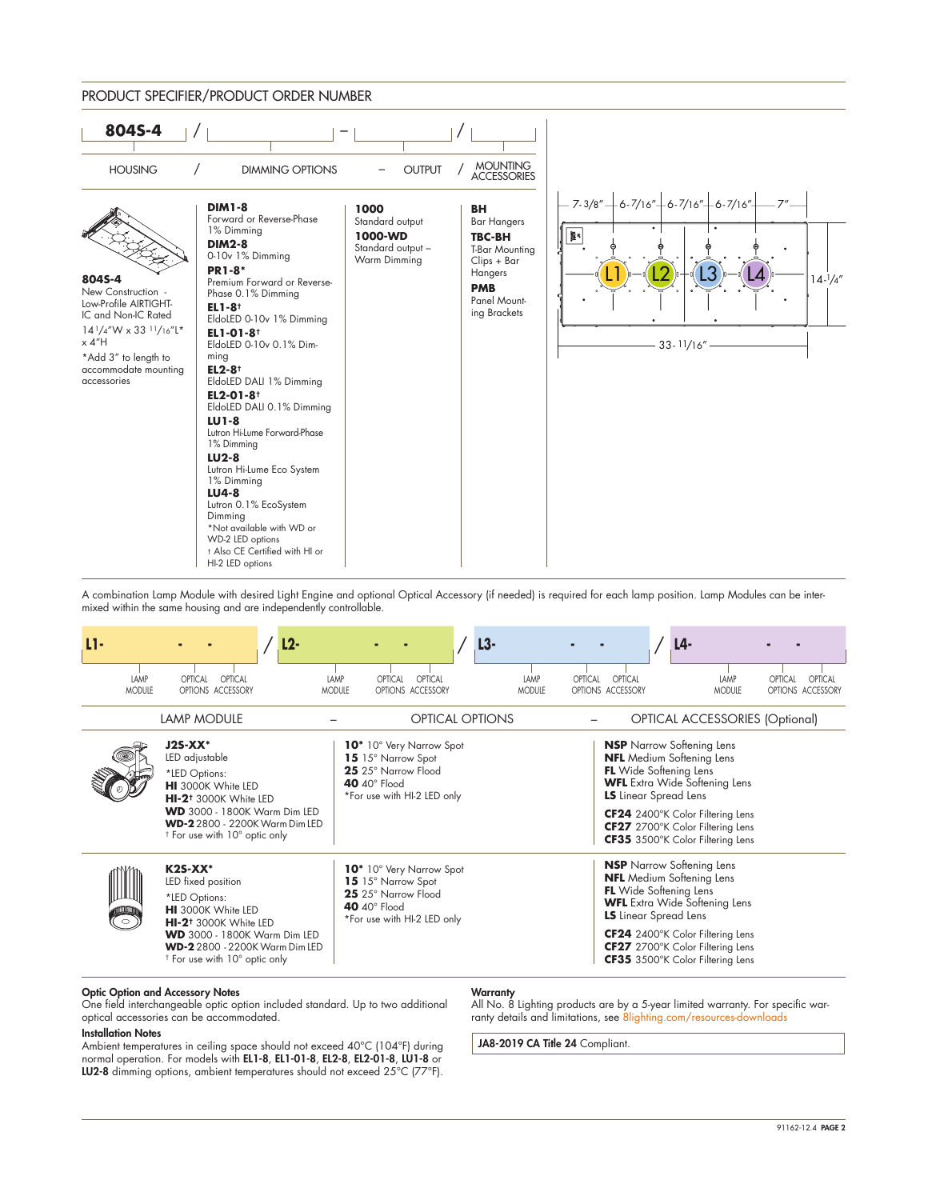## PRODUCT SPECIFIER/PRODUCT ORDER NUMBER

**804S-4** / ____ – ____ / ____

| HOUSING | / | DIMMING OPTIONS | – | OUTPUT | / | MOUNTING ACCESSORIES |
|---|---|---|---|---|---|---|
| **804S-4**<br>New Construction - Low-Profile AIRTIGHT-IC and Non-IC Rated<br>14 1/4"W x 33 11/16"L* x 4"H<br>*Add 3" to length to accommodate mounting accessories | | **DIM1-8**<br>Forward or Reverse-Phase 1% Dimming<br>**DIM2-8**<br>0-10v 1% Dimming<br>**PR1-8***<br>Premium Forward or Reverse-Phase 0.1% Dimming<br>**EL1-8†**<br>EldoLED 0-10v 1% Dimming<br>**EL1-01-8†**<br>EldoLED 0-10v 0.1% Dimming<br>**EL2-8†**<br>EldoLED DALI 1% Dimming<br>**EL2-01-8†**<br>EldoLED DALI 0.1% Dimming<br>**LU1-8**<br>Lutron Hi-Lume Forward-Phase 1% Dimming<br>**LU2-8**<br>Lutron Hi-Lume Eco System 1% Dimming<br>**LU4-8**<br>Lutron 0.1% EcoSystem Dimming<br>*Not available with WD or WD-2 LED options<br>† Also CE Certified with HI or HI-2 LED options | | **1000**<br>Standard output<br>**1000-WD**<br>Standard output – Warm Dimming | | **BH**<br>Bar Hangers<br>**TBC-BH**<br>T-Bar Mounting Clips + Bar Hangers<br>**PMB**<br>Panel Mounting Brackets |

Dimensions: 7-3/8" | 6-7/16" | 6-7/16" | 6-7/16" | 7"; 14-1/4"; 33-11/16"; lamp positions L1, L2, L3, L4

A combination Lamp Module with desired Light Engine and optional Optical Accessory (if needed) is required for each lamp position. Lamp Modules can be intermixed within the same housing and are independently controllable.

**L1-** ____ - ____ - ____ / **L2-** ____ - ____ - ____ / **L3-** ____ - ____ - ____ / **L4-** ____ - ____ - ____

(LAMP MODULE – OPTICAL OPTIONS – OPTICAL ACCESSORY for each position)

| LAMP MODULE | – | OPTICAL OPTIONS | – | OPTICAL ACCESSORIES (Optional) |
|---|---|---|---|---|
| **J2S-XX***<br>LED adjustable<br>*LED Options:<br>**HI** 3000K White LED<br>**HI-2†** 3000K White LED<br>**WD** 3000 - 1800K Warm Dim LED<br>**WD-2** 2800 - 2200K Warm Dim LED<br>† For use with 10° optic only | | **10*** 10° Very Narrow Spot<br>**15** 15° Narrow Spot<br>**25** 25° Narrow Flood<br>**40** 40° Flood<br>*For use with HI-2 LED only | | **NSP** Narrow Softening Lens<br>**NFL** Medium Softening Lens<br>**FL** Wide Softening Lens<br>**WFL** Extra Wide Softening Lens<br>**LS** Linear Spread Lens<br>**CF24** 2400°K Color Filtering Lens<br>**CF27** 2700°K Color Filtering Lens<br>**CF35** 3500°K Color Filtering Lens |
| **K2S-XX***<br>LED fixed position<br>*LED Options:<br>**HI** 3000K White LED<br>**HI-2†** 3000K White LED<br>**WD** 3000 - 1800K Warm Dim LED<br>**WD-2** 2800 - 2200K Warm Dim LED<br>† For use with 10° optic only | | **10*** 10° Very Narrow Spot<br>**15** 15° Narrow Spot<br>**25** 25° Narrow Flood<br>**40** 40° Flood<br>*For use with HI-2 LED only | | **NSP** Narrow Softening Lens<br>**NFL** Medium Softening Lens<br>**FL** Wide Softening Lens<br>**WFL** Extra Wide Softening Lens<br>**LS** Linear Spread Lens<br>**CF24** 2400°K Color Filtering Lens<br>**CF27** 2700°K Color Filtering Lens<br>**CF35** 3500°K Color Filtering Lens |

**Optic Option and Accessory Notes**
One field interchangeable optic option included standard. Up to two additional optical accessories can be accommodated.

**Installation Notes**
Ambient temperatures in ceiling space should not exceed 40°C (104°F) during normal operation. For models with **EL1-8**, **EL1-01-8**, **EL2-8**, **EL2-01-8**, **LU1-8** or **LU2-8** dimming options, ambient temperatures should not exceed 25°C (77°F).

**Warranty**
All No. 8 Lighting products are by a 5-year limited warranty. For specific warranty details and limitations, see 8lighting.com/resources-downloads

**JA8-2019 CA Title 24** Compliant.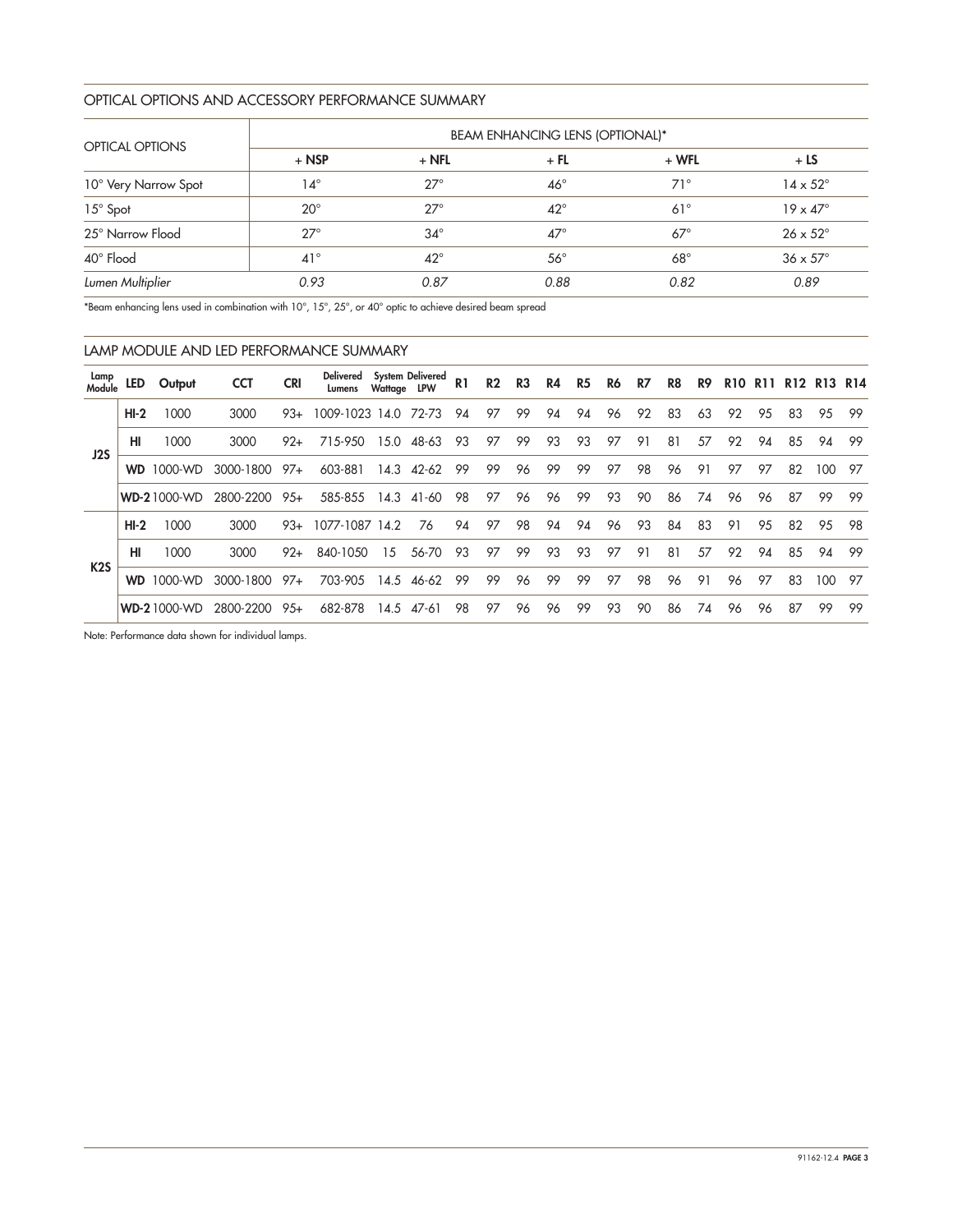## OPTICAL OPTIONS AND ACCESSORY PERFORMANCE SUMMARY

| OPTICAL OPTIONS | BEAM ENHANCING LENS (OPTIONAL)* | | | | |
|---|---|---|---|---|---|
| | + NSP | + NFL | + FL | + WFL | + LS |
| 10° Very Narrow Spot | 14° | 27° | 46° | 71° | 14 x 52° |
| 15° Spot | 20° | 27° | 42° | 61° | 19 x 47° |
| 25° Narrow Flood | 27° | 34° | 47° | 67° | 26 x 52° |
| 40° Flood | 41° | 42° | 56° | 68° | 36 x 57° |
| *Lumen Multiplier* | *0.93* | *0.87* | *0.88* | *0.82* | *0.89* |

*Beam enhancing lens used in combination with 10°, 15°, 25°, or 40° optic to achieve desired beam spread

## LAMP MODULE AND LED PERFORMANCE SUMMARY

| Lamp Module | LED | Output | CCT | CRI | Delivered Lumens | System Wattage | Delivered LPW | R1 | R2 | R3 | R4 | R5 | R6 | R7 | R8 | R9 | R10 | R11 | R12 | R13 | R14 |
|---|---|---|---|---|---|---|---|---|---|---|---|---|---|---|---|---|---|---|---|---|---|
| J2S | HI-2 | 1000 | 3000 | 93+ | 1009-1023 | 14.0 | 72-73 | 94 | 97 | 99 | 94 | 94 | 96 | 92 | 83 | 63 | 92 | 95 | 83 | 95 | 99 |
| | HI | 1000 | 3000 | 92+ | 715-950 | 15.0 | 48-63 | 93 | 97 | 99 | 93 | 93 | 97 | 91 | 81 | 57 | 92 | 94 | 85 | 94 | 99 |
| | WD | 1000-WD | 3000-1800 | 97+ | 603-881 | 14.3 | 42-62 | 99 | 99 | 96 | 99 | 99 | 97 | 98 | 96 | 91 | 97 | 97 | 82 | 100 | 97 |
| | WD-2 | 1000-WD | 2800-2200 | 95+ | 585-855 | 14.3 | 41-60 | 98 | 97 | 96 | 96 | 99 | 93 | 90 | 86 | 74 | 96 | 96 | 87 | 99 | 99 |
| K2S | HI-2 | 1000 | 3000 | 93+ | 1077-1087 | 14.2 | 76 | 94 | 97 | 98 | 94 | 94 | 96 | 93 | 84 | 83 | 91 | 95 | 82 | 95 | 98 |
| | HI | 1000 | 3000 | 92+ | 840-1050 | 15 | 56-70 | 93 | 97 | 99 | 93 | 93 | 97 | 91 | 81 | 57 | 92 | 94 | 85 | 94 | 99 |
| | WD | 1000-WD | 3000-1800 | 97+ | 703-905 | 14.5 | 46-62 | 99 | 99 | 96 | 99 | 99 | 97 | 98 | 96 | 91 | 96 | 97 | 83 | 100 | 97 |
| | WD-2 | 1000-WD | 2800-2200 | 95+ | 682-878 | 14.5 | 47-61 | 98 | 97 | 96 | 96 | 99 | 93 | 90 | 86 | 74 | 96 | 96 | 87 | 99 | 99 |

Note: Performance data shown for individual lamps.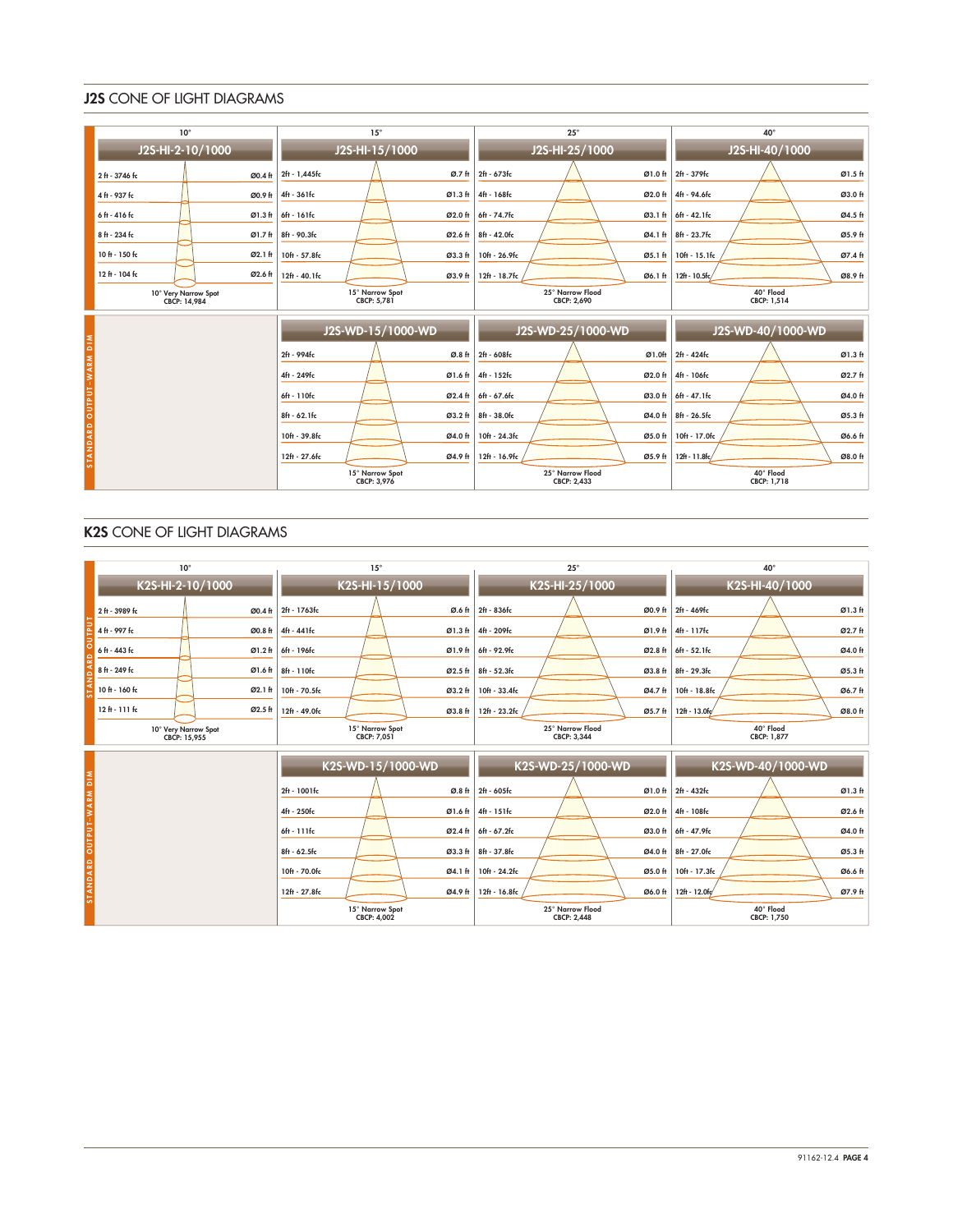## J2S CONE OF LIGHT DIAGRAMS

### STANDARD OUTPUT

**10° — J2S-HI-2-10/1000** (10° Very Narrow Spot, CBCP: 14,984)

| Distance - Illuminance | Diameter |
|---|---|
| 2 ft - 3746 fc | Ø0.4 ft |
| 4 ft - 937 fc | Ø0.9 ft |
| 6 ft - 416 fc | Ø1.3 ft |
| 8 ft - 234 fc | Ø1.7 ft |
| 10 ft - 150 fc | Ø2.1 ft |
| 12 ft - 104 fc | Ø2.6 ft |

**15° — J2S-HI-15/1000** (15° Narrow Spot, CBCP: 5,781)

| Distance - Illuminance | Diameter |
|---|---|
| 2ft - 1,445fc | Ø.7 ft |
| 4ft - 361fc | Ø1.3 ft |
| 6ft - 161fc | Ø2.0 ft |
| 8ft - 90.3fc | Ø2.6 ft |
| 10ft - 57.8fc | Ø3.3 ft |
| 12ft - 40.1fc | Ø3.9 ft |

**25° — J2S-HI-25/1000** (25° Narrow Flood, CBCP: 2,690)

| Distance - Illuminance | Diameter |
|---|---|
| 2ft - 673fc | Ø1.0 ft |
| 4ft - 168fc | Ø2.0 ft |
| 6ft - 74.7fc | Ø3.1 ft |
| 8ft - 42.0fc | Ø4.1 ft |
| 10ft - 26.9fc | Ø5.1 ft |
| 12ft - 18.7fc | Ø6.1 ft |

**40° — J2S-HI-40/1000** (40° Flood, CBCP: 1,514)

| Distance - Illuminance | Diameter |
|---|---|
| 2ft - 379fc | Ø1.5 ft |
| 4ft - 94.6fc | Ø3.0 ft |
| 6ft - 42.1fc | Ø4.5 ft |
| 8ft - 23.7fc | Ø5.9 ft |
| 10ft - 15.1fc | Ø7.4 ft |
| 12ft - 10.5fc | Ø8.9 ft |

### STANDARD OUTPUT–WARM DIM

**J2S-WD-15/1000** (15° Narrow Spot, CBCP: 3,976)

| Distance - Illuminance | Diameter |
|---|---|
| 2ft - 994fc | Ø.8 ft |
| 4ft - 249fc | Ø1.6 ft |
| 6ft - 110fc | Ø2.4 ft |
| 8ft - 62.1fc | Ø3.2 ft |
| 10ft - 39.8fc | Ø4.0 ft |
| 12ft - 27.6fc | Ø4.9 ft |

**J2S-WD-25/1000** (25° Narrow Flood, CBCP: 2,433)

| Distance - Illuminance | Diameter |
|---|---|
| 2ft - 608fc | Ø1.0ft |
| 4ft - 152fc | Ø2.0 ft |
| 6ft - 67.6fc | Ø3.0 ft |
| 8ft - 38.0fc | Ø4.0 ft |
| 10ft - 24.3fc | Ø5.0 ft |
| 12ft - 16.9fc | Ø5.9 ft |

**J2S-WD-40/1000-WD** (40° Flood, CBCP: 1,718)

| Distance - Illuminance | Diameter |
|---|---|
| 2ft - 424fc | Ø1.3 ft |
| 4ft - 106fc | Ø2.7 ft |
| 6ft - 47.1fc | Ø4.0 ft |
| 8ft - 26.5fc | Ø5.3 ft |
| 10ft - 17.0fc | Ø6.6 ft |
| 12ft - 11.8fc | Ø8.0 ft |

## K2S CONE OF LIGHT DIAGRAMS

### STANDARD OUTPUT

**10° — K2S-HI-2-10/1000** (10° Very Narrow Spot, CBCP: 15,955)

| Distance - Illuminance | Diameter |
|---|---|
| 2 ft - 3989 fc | Ø0.4 ft |
| 4 ft - 997 fc | Ø0.8 ft |
| 6 ft - 443 fc | Ø1.2 ft |
| 8 ft - 249 fc | Ø1.6 ft |
| 10 ft - 160 fc | Ø2.1 ft |
| 12 ft - 111 fc | Ø2.5 ft |

**15° — K2S-HI-15/1000** (15° Narrow Spot, CBCP: 7,051)

| Distance - Illuminance | Diameter |
|---|---|
| 2ft - 1763fc | Ø.6 ft |
| 4ft - 441fc | Ø1.3 ft |
| 6ft - 196fc | Ø1.9 ft |
| 8ft - 110fc | Ø2.5 ft |
| 10ft - 70.5fc | Ø3.2 ft |
| 12ft - 49.0fc | Ø3.8 ft |

**25° — K2S-HI-25/1000** (25° Narrow Flood, CBCP: 3,344)

| Distance - Illuminance | Diameter |
|---|---|
| 2ft - 836fc | Ø0.9 ft |
| 4ft - 209fc | Ø1.9 ft |
| 6ft - 92.9fc | Ø2.8 ft |
| 8ft - 52.3fc | Ø3.8 ft |
| 10ft - 33.4fc | Ø4.7 ft |
| 12ft - 23.2fc | Ø5.7 ft |

**40° — K2S-HI-40/1000** (40° Flood, CBCP: 1,877)

| Distance - Illuminance | Diameter |
|---|---|
| 2ft - 469fc | Ø1.3 ft |
| 4ft - 117fc | Ø2.7 ft |
| 6ft - 52.1fc | Ø4.0 ft |
| 8ft - 29.3fc | Ø5.3 ft |
| 10ft - 18.8fc | Ø6.7 ft |
| 12ft - 13.0fc | Ø8.0 ft |

### STANDARD OUTPUT–WARM DIM

**K2S-WD-15/1000-WD** (15° Narrow Spot, CBCP: 4,002)

| Distance - Illuminance | Diameter |
|---|---|
| 2ft - 1001fc | Ø.8 ft |
| 4ft - 250fc | Ø1.6 ft |
| 6ft - 111fc | Ø2.4 ft |
| 8ft - 62.5fc | Ø3.3 ft |
| 10ft - 70.0fc | Ø4.1 ft |
| 12ft - 27.8fc | Ø4.9 ft |

**K2S-WD-25/1000-WD** (25° Narrow Flood, CBCP: 2,448)

| Distance - Illuminance | Diameter |
|---|---|
| 2ft - 605fc | Ø1.0 ft |
| 4ft - 151fc | Ø2.0 ft |
| 6ft - 67.2fc | Ø3.0 ft |
| 8ft - 37.8fc | Ø4.0 ft |
| 10ft - 24.2fc | Ø5.0 ft |
| 12ft - 16.8fc | Ø6.0 ft |

**K2S-WD-40/1000-WD** (40° Flood, CBCP: 1,750)

| Distance - Illuminance | Diameter |
|---|---|
| 2ft - 432fc | Ø1.3 ft |
| 4ft - 108fc | Ø2.6 ft |
| 6ft - 47.9fc | Ø4.0 ft |
| 8ft - 27.0fc | Ø5.3 ft |
| 10ft - 17.3fc | Ø6.6 ft |
| 12ft - 12.0fc | Ø7.9 ft |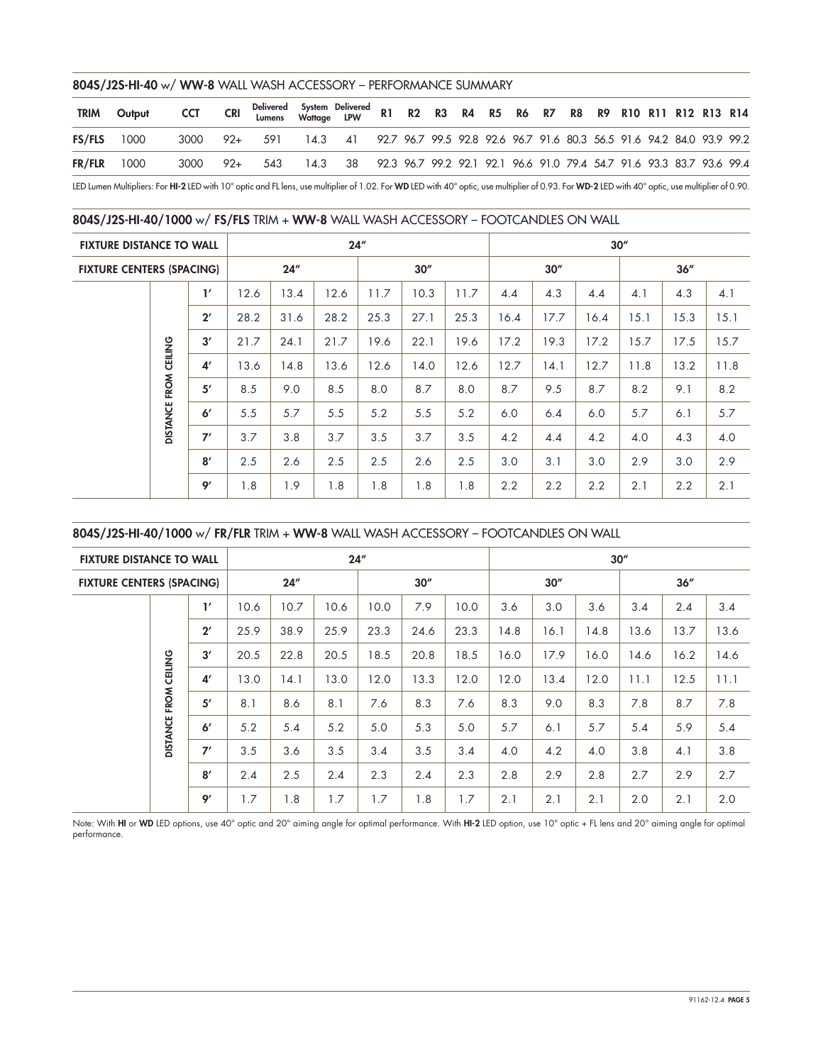## **804S/J2S-HI-40** w/ **WW-8** WALL WASH ACCESSORY – PERFORMANCE SUMMARY

| TRIM | Output | CCT | CRI | Delivered Lumens | System Wattage | Delivered LPW | R1 | R2 | R3 | R4 | R5 | R6 | R7 | R8 | R9 | R10 | R11 | R12 | R13 | R14 |
|---|---|---|---|---|---|---|---|---|---|---|---|---|---|---|---|---|---|---|---|---|
| **FS/FLS** | 1000 | 3000 | 92+ | 591 | 14.3 | 41 | 92.7 | 96.7 | 99.5 | 92.8 | 92.6 | 96.7 | 91.6 | 80.3 | 56.5 | 91.6 | 94.2 | 84.0 | 93.9 | 99.2 |
| **FR/FLR** | 1000 | 3000 | 92+ | 543 | 14.3 | 38 | 92.3 | 96.7 | 99.2 | 92.1 | 92.1 | 96.6 | 91.0 | 79.4 | 54.7 | 91.6 | 93.3 | 83.7 | 93.6 | 99.4 |

LED Lumen Multipliers: For **HI-2** LED with 10° optic and FL lens, use multiplier of 1.02. For **WD** LED with 40° optic, use multiplier of 0.93. For **WD-2** LED with 40° optic, use multiplier of 0.90.

## **804S/J2S-HI-40/1000** w/ **FS/FLS** TRIM + **WW-8** WALL WASH ACCESSORY – FOOTCANDLES ON WALL

| FIXTURE DISTANCE TO WALL | | 24″ | | | | | | 30″ | | | | | |
|---|---|---|---|---|---|---|---|---|---|---|---|---|---|
| **FIXTURE CENTERS (SPACING)** | | 24″ | | | 30″ | | | 30″ | | | 36″ | | |
| DISTANCE FROM CEILING | 1′ | 12.6 | 13.4 | 12.6 | 11.7 | 10.3 | 11.7 | 4.4 | 4.3 | 4.4 | 4.1 | 4.3 | 4.1 |
| | 2′ | 28.2 | 31.6 | 28.2 | 25.3 | 27.1 | 25.3 | 16.4 | 17.7 | 16.4 | 15.1 | 15.3 | 15.1 |
| | 3′ | 21.7 | 24.1 | 21.7 | 19.6 | 22.1 | 19.6 | 17.2 | 19.3 | 17.2 | 15.7 | 17.5 | 15.7 |
| | 4′ | 13.6 | 14.8 | 13.6 | 12.6 | 14.0 | 12.6 | 12.7 | 14.1 | 12.7 | 11.8 | 13.2 | 11.8 |
| | 5′ | 8.5 | 9.0 | 8.5 | 8.0 | 8.7 | 8.0 | 8.7 | 9.5 | 8.7 | 8.2 | 9.1 | 8.2 |
| | 6′ | 5.5 | 5.7 | 5.5 | 5.2 | 5.5 | 5.2 | 6.0 | 6.4 | 6.0 | 5.7 | 6.1 | 5.7 |
| | 7′ | 3.7 | 3.8 | 3.7 | 3.5 | 3.7 | 3.5 | 4.2 | 4.4 | 4.2 | 4.0 | 4.3 | 4.0 |
| | 8′ | 2.5 | 2.6 | 2.5 | 2.5 | 2.6 | 2.5 | 3.0 | 3.1 | 3.0 | 2.9 | 3.0 | 2.9 |
| | 9′ | 1.8 | 1.9 | 1.8 | 1.8 | 1.8 | 1.8 | 2.2 | 2.2 | 2.2 | 2.1 | 2.2 | 2.1 |

## **804S/J2S-HI-40/1000** w/ **FR/FLR** TRIM + **WW-8** WALL WASH ACCESSORY – FOOTCANDLES ON WALL

| FIXTURE DISTANCE TO WALL | | 24″ | | | | | | 30″ | | | | | |
|---|---|---|---|---|---|---|---|---|---|---|---|---|---|
| **FIXTURE CENTERS (SPACING)** | | 24″ | | | 30″ | | | 30″ | | | 36″ | | |
| DISTANCE FROM CEILING | 1′ | 10.6 | 10.7 | 10.6 | 10.0 | 7.9 | 10.0 | 3.6 | 3.0 | 3.6 | 3.4 | 2.4 | 3.4 |
| | 2′ | 25.9 | 38.9 | 25.9 | 23.3 | 24.6 | 23.3 | 14.8 | 16.1 | 14.8 | 13.6 | 13.7 | 13.6 |
| | 3′ | 20.5 | 22.8 | 20.5 | 18.5 | 20.8 | 18.5 | 16.0 | 17.9 | 16.0 | 14.6 | 16.2 | 14.6 |
| | 4′ | 13.0 | 14.1 | 13.0 | 12.0 | 13.3 | 12.0 | 12.0 | 13.4 | 12.0 | 11.1 | 12.5 | 11.1 |
| | 5′ | 8.1 | 8.6 | 8.1 | 7.6 | 8.3 | 7.6 | 8.3 | 9.0 | 8.3 | 7.8 | 8.7 | 7.8 |
| | 6′ | 5.2 | 5.4 | 5.2 | 5.0 | 5.3 | 5.0 | 5.7 | 6.1 | 5.7 | 5.4 | 5.9 | 5.4 |
| | 7′ | 3.5 | 3.6 | 3.5 | 3.4 | 3.5 | 3.4 | 4.0 | 4.2 | 4.0 | 3.8 | 4.1 | 3.8 |
| | 8′ | 2.4 | 2.5 | 2.4 | 2.3 | 2.4 | 2.3 | 2.8 | 2.9 | 2.8 | 2.7 | 2.9 | 2.7 |
| | 9′ | 1.7 | 1.8 | 1.7 | 1.7 | 1.8 | 1.7 | 2.1 | 2.1 | 2.1 | 2.0 | 2.1 | 2.0 |

Note: With **HI** or **WD** LED options, use 40° optic and 20° aiming angle for optimal performance. With **HI-2** LED option, use 10° optic + FL lens and 20° aiming angle for optimal performance.